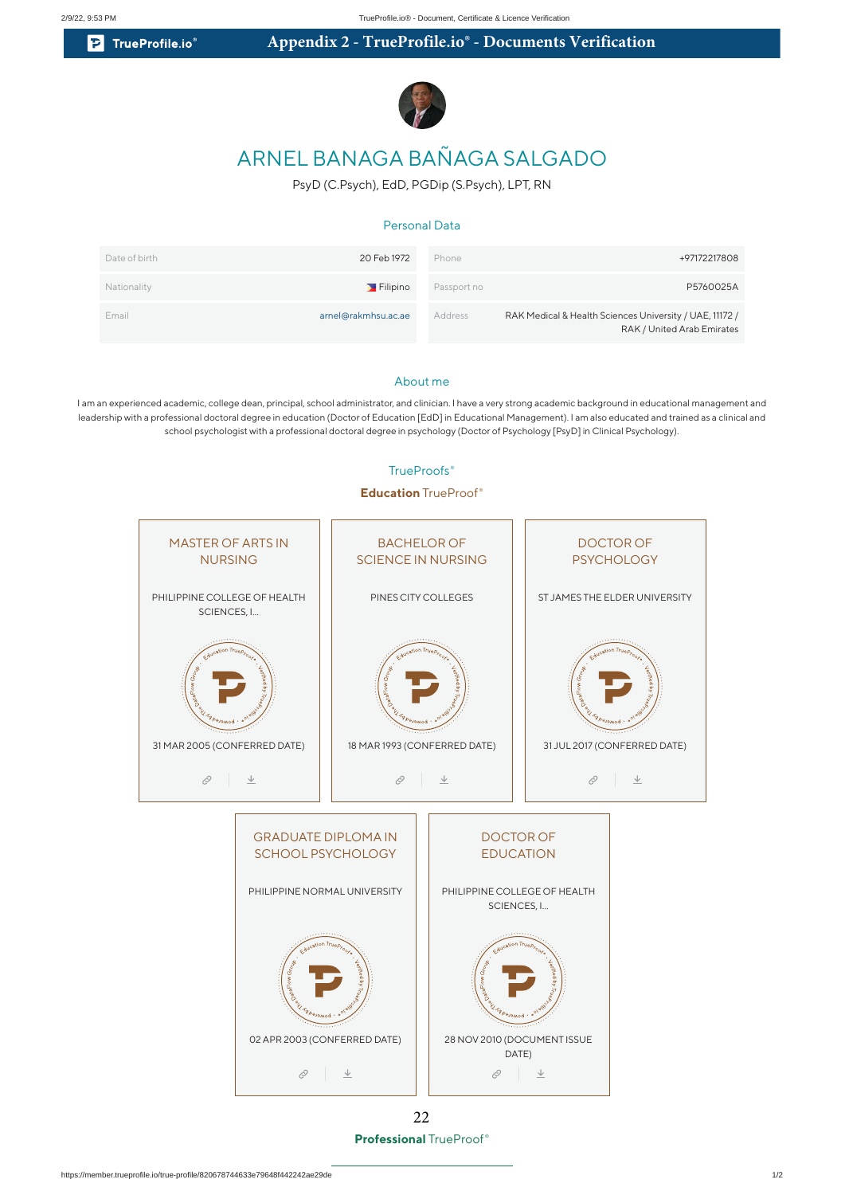# Appendix 2 - TrueProfile.io® - Documents Verification

TrueProfile.io®

## ARNEL BANAGA BAÑAGA SALGADO

PsyD (C.Psych), EdD, PGDip (S.Psych), LPT, RN

### Personal Data

| | | | |
|---|---|---|---|
| Date of birth | 20 Feb 1972 | Phone | +97172217808 |
| Nationality | Filipino | Passport no | P5760025A |
| Email | arnel@rakmhsu.ac.ae | Address | RAK Medical & Health Sciences University / UAE, 11172 / RAK / United Arab Emirates |

### About me

I am an experienced academic, college dean, principal, school administrator, and clinician. I have a very strong academic background in educational management and leadership with a professional doctoral degree in education (Doctor of Education [EdD] in Educational Management). I am also educated and trained as a clinical and school psychologist with a professional doctoral degree in psychology (Doctor of Psychology [PsyD] in Clinical Psychology).

### TrueProofs®

**Education** TrueProof®

**MASTER OF ARTS IN NURSING**
PHILIPPINE COLLEGE OF HEALTH SCIENCES, I...
31 MAR 2005 (CONFERRED DATE)

**BACHELOR OF SCIENCE IN NURSING**
PINES CITY COLLEGES
18 MAR 1993 (CONFERRED DATE)

**DOCTOR OF PSYCHOLOGY**
ST JAMES THE ELDER UNIVERSITY
31 JUL 2017 (CONFERRED DATE)

**GRADUATE DIPLOMA IN SCHOOL PSYCHOLOGY**
PHILIPPINE NORMAL UNIVERSITY
02 APR 2003 (CONFERRED DATE)

**DOCTOR OF EDUCATION**
PHILIPPINE COLLEGE OF HEALTH SCIENCES, I...
28 NOV 2010 (DOCUMENT ISSUE DATE)

22

**Professional** TrueProof®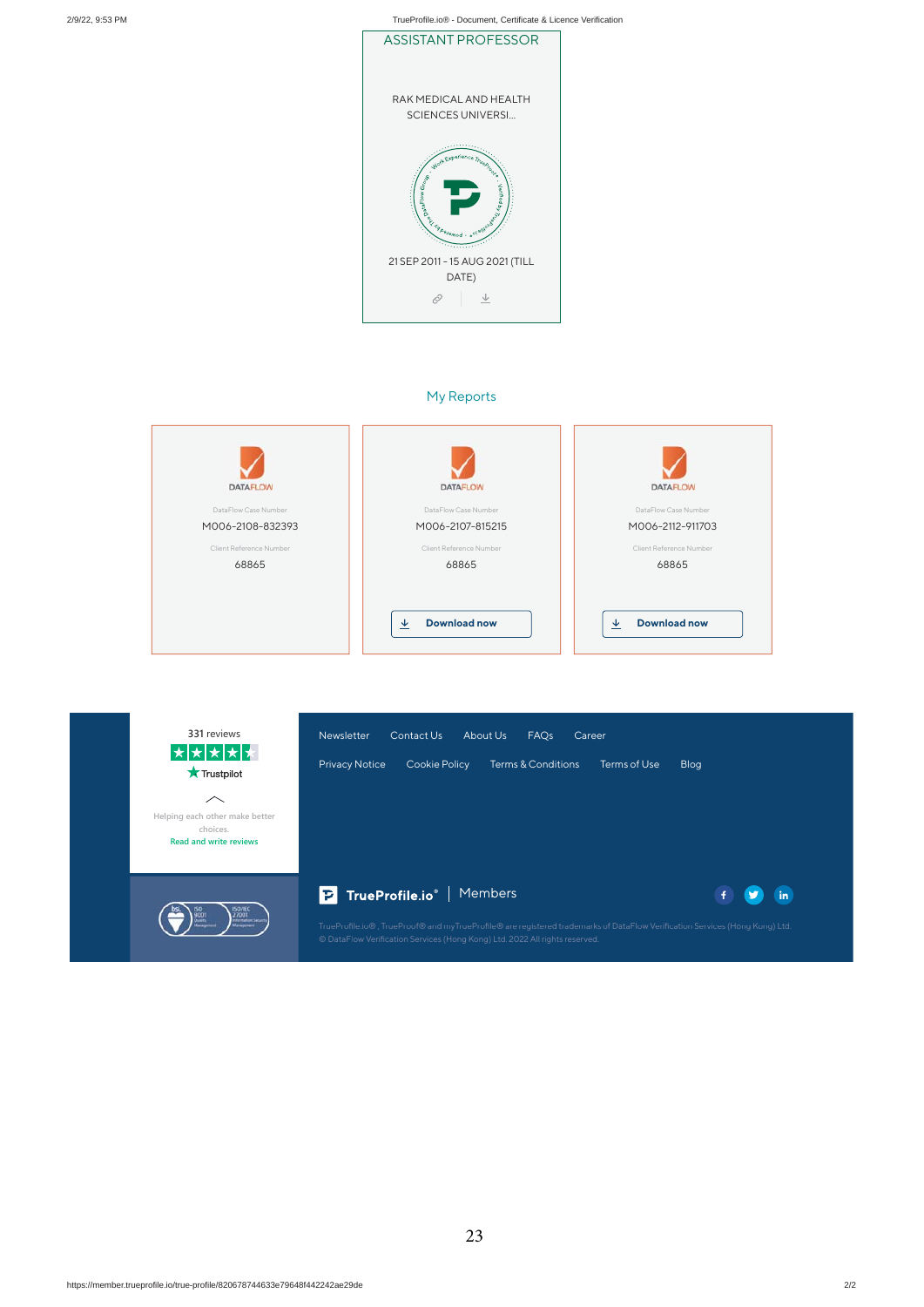ASSISTANT PROFESSOR

RAK MEDICAL AND HEALTH SCIENCES UNIVERSI...

21 SEP 2011 - 15 AUG 2021 (TILL DATE)

## My Reports

DATAFLOW

DataFlow Case Number

M006-2108-832393

Client Reference Number

68865

DATAFLOW

DataFlow Case Number

M006-2107-815215

Client Reference Number

68865

Download now

DATAFLOW

DataFlow Case Number

M006-2112-911703

Client Reference Number

68865

Download now

331 reviews

Trustpilot

Helping each other make better choices.

Read and write reviews

Newsletter Contact Us About Us FAQs Career

Privacy Notice Cookie Policy Terms & Conditions Terms of Use Blog

TrueProfile.io® | Members

TrueProfile.io®, TrueProof® and myTrueProfile® are registered trademarks of DataFlow Verification Services (Hong Kong) Ltd.
© DataFlow Verification Services (Hong Kong) Ltd. 2022 All rights reserved.